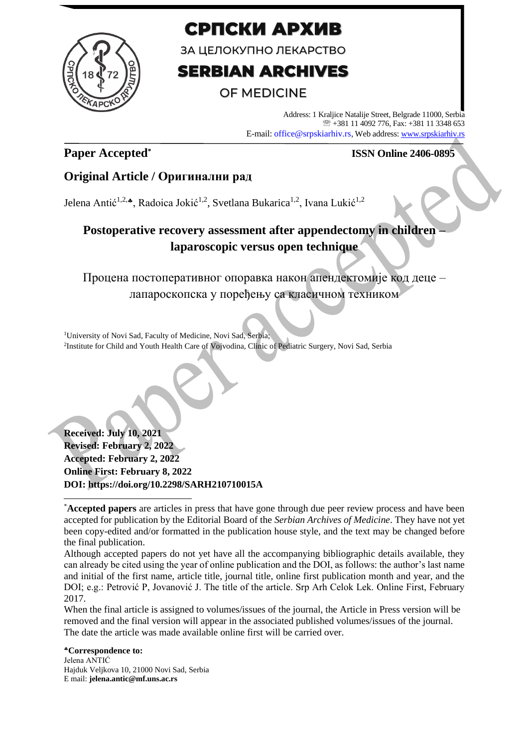# СРПСКИ АРХИВ

ЗА ЦЕЛОКУПНО ЛЕКАРСТВО

# SERBIAN ARCHIVES

OF MEDICINE

Address: 1 Kraljice Natalije Street, Belgrade 11000, Serbia
☏ +381 11 4092 776, Fax: +381 11 3348 653
E-mail: office@srpskiarhiv.rs, Web address: www.srpskiarhiv.rs

**Paper Accepted***

**ISSN Online 2406-0895**

## Original Article / Оригинални рад

Jelena Antić[1,2,♣], Radoica Jokić[1,2], Svetlana Bukarica[1,2], Ivana Lukić[1,2]

# Postoperative recovery assessment after appendectomy in children – laparoscopic versus open technique

# Процена постоперативног опоравка након апендектомије код деце – лапароскопска у поређењу са класичном техником

[1]University of Novi Sad, Faculty of Medicine, Novi Sad, Serbia;
[2]Institute for Child and Youth Health Care of Vojvodina, Clinic of Pediatric Surgery, Novi Sad, Serbia

**Received: July 10, 2021**
**Revised: February 2, 2022**
**Accepted: February 2, 2022**
**Online First: February 8, 2022**
**DOI: https://doi.org/10.2298/SARH210710015A**

*__Accepted papers__ are articles in press that have gone through due peer review process and have been accepted for publication by the Editorial Board of the *Serbian Archives of Medicine*. They have not yet been copy-edited and/or formatted in the publication house style, and the text may be changed before the final publication.

Although accepted papers do not yet have all the accompanying bibliographic details available, they can already be cited using the year of online publication and the DOI, as follows: the author's last name and initial of the first name, article title, journal title, online first publication month and year, and the DOI; e.g.: Petrović P, Jovanović J. The title of the article. Srp Arh Celok Lek. Online First, February 2017.

When the final article is assigned to volumes/issues of the journal, the Article in Press version will be removed and the final version will appear in the associated published volumes/issues of the journal. The date the article was made available online first will be carried over.

**♣Correspondence to:**
Jelena ANTIĆ
Hajduk Veljkova 10, 21000 Novi Sad, Serbia
E mail: **jelena.antic@mf.uns.ac.rs**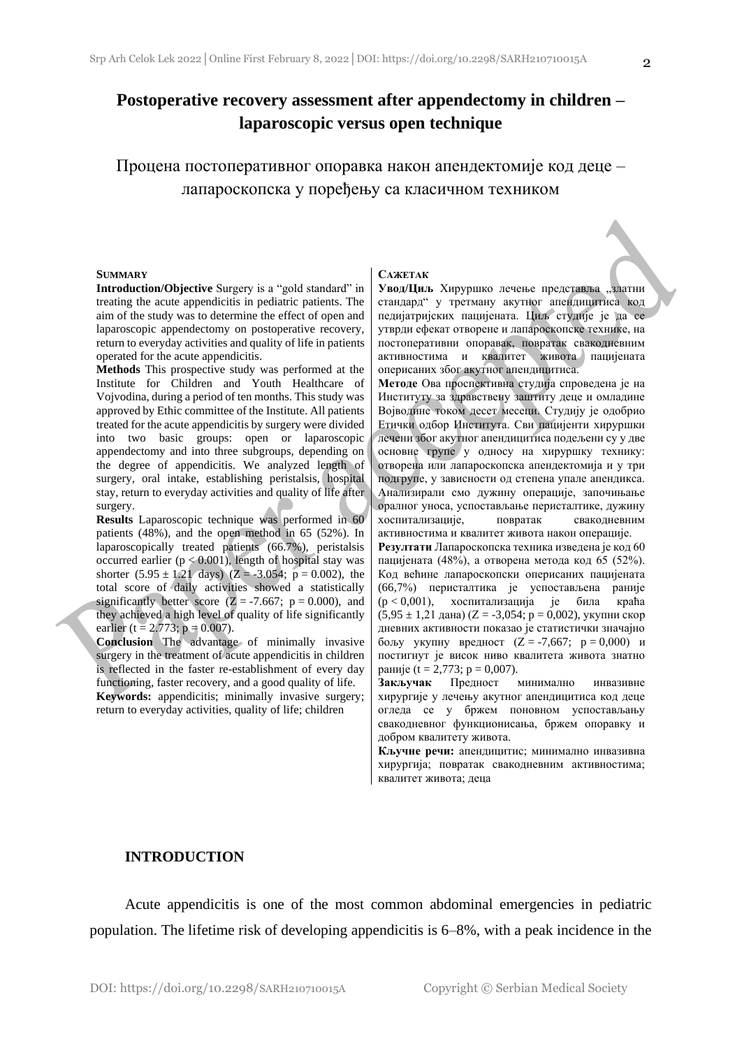# Postoperative recovery assessment after appendectomy in children – laparoscopic versus open technique

Процена постоперативног опоравка након апендектомије код деце – лапароскопска у поређењу са класичном техником

**SUMMARY**

**Introduction/Objective** Surgery is a "gold standard" in treating the acute appendicitis in pediatric patients. The aim of the study was to determine the effect of open and laparoscopic appendectomy on postoperative recovery, return to everyday activities and quality of life in patients operated for the acute appendicitis.

**Methods** This prospective study was performed at the Institute for Children and Youth Healthcare of Vojvodina, during a period of ten months. This study was approved by Ethic committee of the Institute. All patients treated for the acute appendicitis by surgery were divided into two basic groups: open or laparoscopic appendectomy and into three subgroups, depending on the degree of appendicitis. We analyzed length of surgery, oral intake, establishing peristalsis, hospital stay, return to everyday activities and quality of life after surgery.

**Results** Laparoscopic technique was performed in 60 patients (48%), and the open method in 65 (52%). In laparoscopically treated patients (66.7%), peristalsis occurred earlier ($p < 0.001$), length of hospital stay was shorter ($5.95 \pm 1.21$ days) ($Z = -3.054$; $p = 0.002$), the total score of daily activities showed a statistically significantly better score ($Z = -7.667$; $p = 0.000$), and they achieved a high level of quality of life significantly earlier ($t = 2.773$; $p = 0.007$).

**Conclusion** The advantage of minimally invasive surgery in the treatment of acute appendicitis in children is reflected in the faster re-establishment of every day functioning, faster recovery, and a good quality of life.

**Keywords:** appendicitis; minimally invasive surgery; return to everyday activities, quality of life; children

**САЖЕТАК**

**Увод/Циљ** Хируршко лечење представља „златни стандард" у третману акутног апендицитиса код педијатријских пацијената. Циљ студије је да се утврди ефекат отворене и лапароскопске технике, на постоперативни опоравак, повратак свакодневним активностима и квалитет живота пацијената оперисаних због акутног апендицитиса.

**Методе** Ова проспективна студија спроведена је на Институту за здравствену заштиту деце и омладине Војводине током десет месеци. Студију је одобрио Етички одбор Института. Сви пацијенти хируршки лечени због акутног апендицитиса подељени су у две основне групе у односу на хируршку технику: отворена или лапароскопска апендектомија и у три подгрупе, у зависности од степена упале апендикса. Анализирали смо дужину операције, започињање оралног уноса, успостављање перисталтике, дужину хоспитализације, повратак свакодневним активностима и квалитет живота након операције.

**Резултати** Лапароскопска техника изведена је код 60 пацијената (48%), а отворена метода код 65 (52%). Код већине лапароскопски оперисаних пацијената (66,7%) перисталтика је успостављена раније ($p < 0{,}001$), хоспитализација је била краћа ($5{,}95 \pm 1{,}21$ дана) ($Z = -3{,}054$; $p = 0{,}002$), укупни скор дневних активности показао је статистички значајно бољу укупну вредност ($Z = -7{,}667$; $p = 0{,}000$) и постигнут је висок ниво квалитета живота знатно раније ($t = 2{,}773$; $p = 0{,}007$).

**Закључак** Предност минимално инвазивне хирургије у лечењу акутног апендицитиса код деце огледа се у бржем поновном успостављању свакодневног функционисања, бржем опоравку и добром квалитету живота.

**Кључне речи:** апендицитис; минимално инвазивна хирургија; повратак свакодневним активностима; квалитет живота; деца

## INTRODUCTION

Acute appendicitis is one of the most common abdominal emergencies in pediatric population. The lifetime risk of developing appendicitis is 6–8%, with a peak incidence in the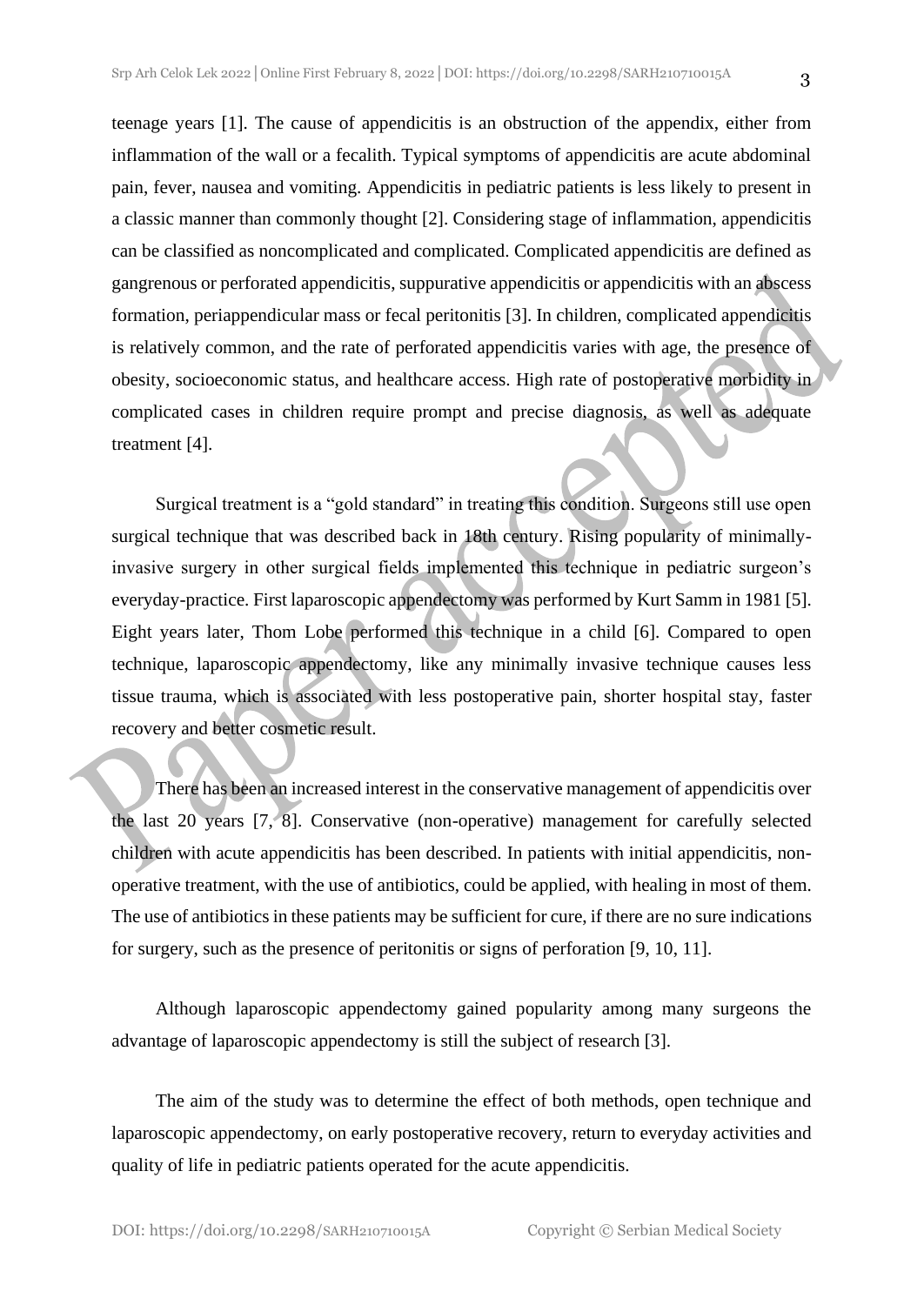teenage years [1]. The cause of appendicitis is an obstruction of the appendix, either from inflammation of the wall or a fecalith. Typical symptoms of appendicitis are acute abdominal pain, fever, nausea and vomiting. Appendicitis in pediatric patients is less likely to present in a classic manner than commonly thought [2]. Considering stage of inflammation, appendicitis can be classified as noncomplicated and complicated. Complicated appendicitis are defined as gangrenous or perforated appendicitis, suppurative appendicitis or appendicitis with an abscess formation, periappendicular mass or fecal peritonitis [3]. In children, complicated appendicitis is relatively common, and the rate of perforated appendicitis varies with age, the presence of obesity, socioeconomic status, and healthcare access. High rate of postoperative morbidity in complicated cases in children require prompt and precise diagnosis, as well as adequate treatment [4].

Surgical treatment is a "gold standard" in treating this condition. Surgeons still use open surgical technique that was described back in 18th century. Rising popularity of minimally-invasive surgery in other surgical fields implemented this technique in pediatric surgeon's everyday-practice. First laparoscopic appendectomy was performed by Kurt Samm in 1981 [5]. Eight years later, Thom Lobe performed this technique in a child [6]. Compared to open technique, laparoscopic appendectomy, like any minimally invasive technique causes less tissue trauma, which is associated with less postoperative pain, shorter hospital stay, faster recovery and better cosmetic result.

There has been an increased interest in the conservative management of appendicitis over the last 20 years [7, 8]. Conservative (non-operative) management for carefully selected children with acute appendicitis has been described. In patients with initial appendicitis, non-operative treatment, with the use of antibiotics, could be applied, with healing in most of them. The use of antibiotics in these patients may be sufficient for cure, if there are no sure indications for surgery, such as the presence of peritonitis or signs of perforation [9, 10, 11].

Although laparoscopic appendectomy gained popularity among many surgeons the advantage of laparoscopic appendectomy is still the subject of research [3].

The aim of the study was to determine the effect of both methods, open technique and laparoscopic appendectomy, on early postoperative recovery, return to everyday activities and quality of life in pediatric patients operated for the acute appendicitis.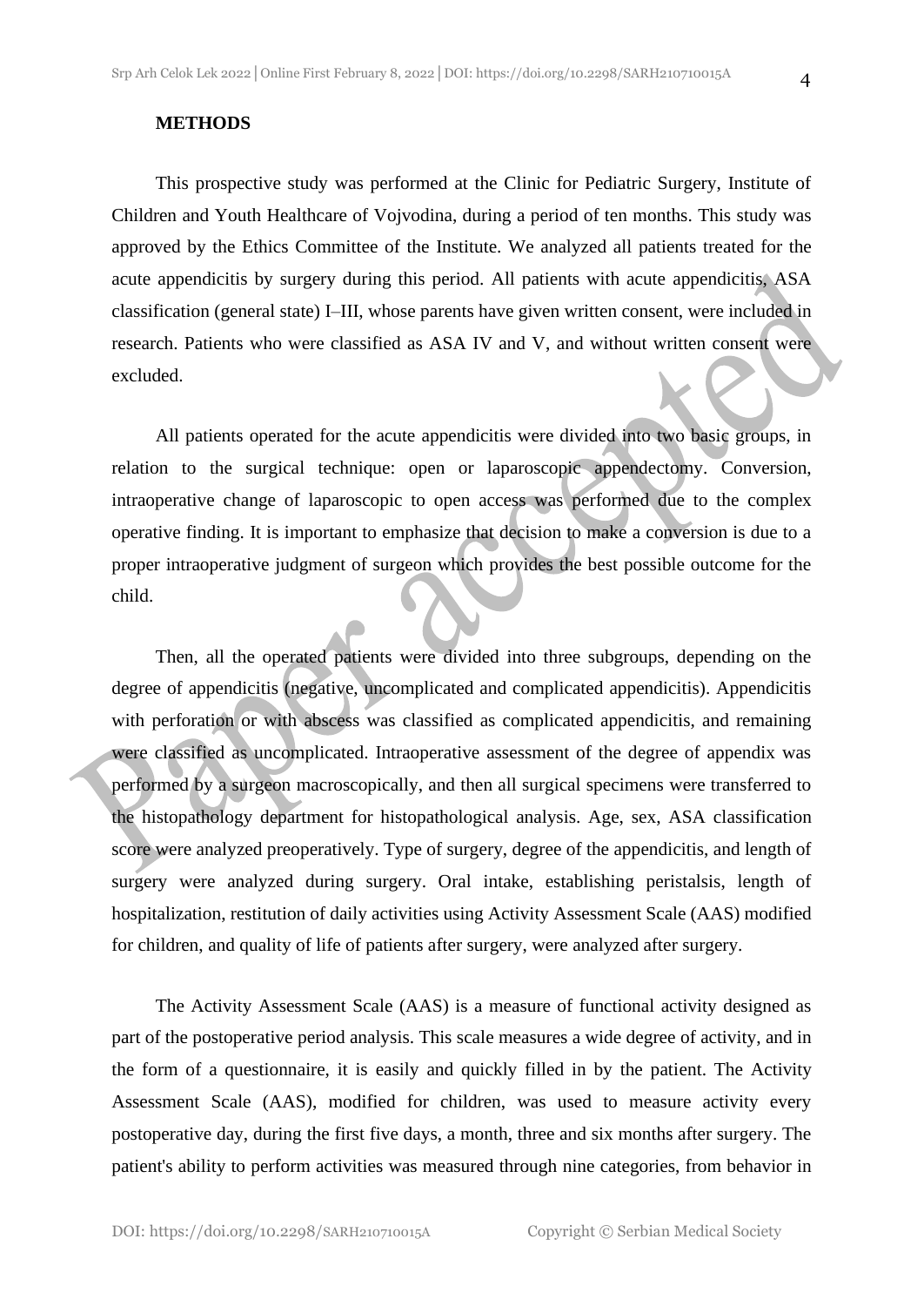## METHODS

This prospective study was performed at the Clinic for Pediatric Surgery, Institute of Children and Youth Healthcare of Vojvodina, during a period of ten months. This study was approved by the Ethics Committee of the Institute. We analyzed all patients treated for the acute appendicitis by surgery during this period. All patients with acute appendicitis, ASA classification (general state) I–III, whose parents have given written consent, were included in research. Patients who were classified as ASA IV and V, and without written consent were excluded.

All patients operated for the acute appendicitis were divided into two basic groups, in relation to the surgical technique: open or laparoscopic appendectomy. Conversion, intraoperative change of laparoscopic to open access was performed due to the complex operative finding. It is important to emphasize that decision to make a conversion is due to a proper intraoperative judgment of surgeon which provides the best possible outcome for the child.

Then, all the operated patients were divided into three subgroups, depending on the degree of appendicitis (negative, uncomplicated and complicated appendicitis). Appendicitis with perforation or with abscess was classified as complicated appendicitis, and remaining were classified as uncomplicated. Intraoperative assessment of the degree of appendix was performed by a surgeon macroscopically, and then all surgical specimens were transferred to the histopathology department for histopathological analysis. Age, sex, ASA classification score were analyzed preoperatively. Type of surgery, degree of the appendicitis, and length of surgery were analyzed during surgery. Oral intake, establishing peristalsis, length of hospitalization, restitution of daily activities using Activity Assessment Scale (AAS) modified for children, and quality of life of patients after surgery, were analyzed after surgery.

The Activity Assessment Scale (AAS) is a measure of functional activity designed as part of the postoperative period analysis. This scale measures a wide degree of activity, and in the form of a questionnaire, it is easily and quickly filled in by the patient. The Activity Assessment Scale (AAS), modified for children, was used to measure activity every postoperative day, during the first five days, a month, three and six months after surgery. The patient's ability to perform activities was measured through nine categories, from behavior in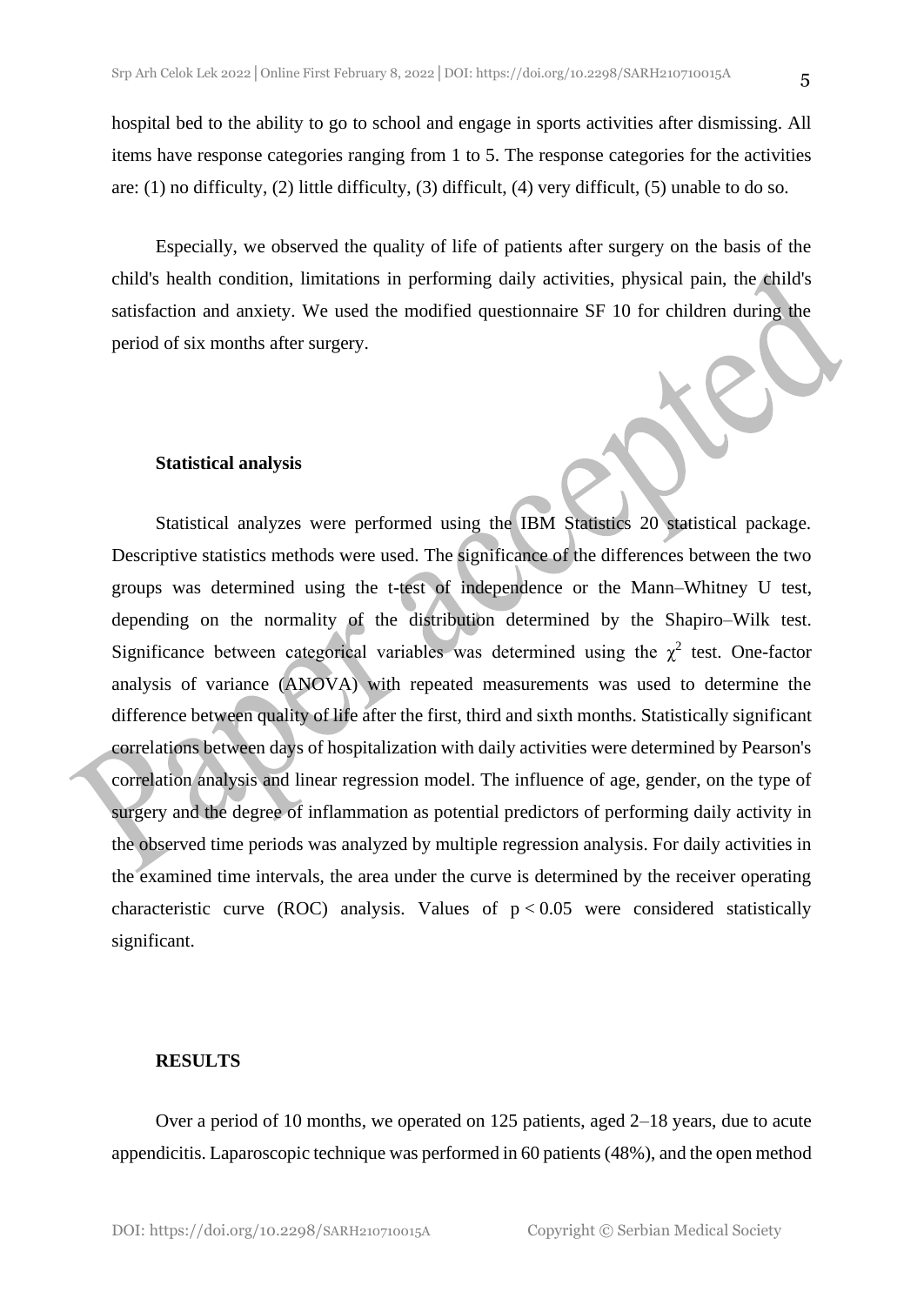hospital bed to the ability to go to school and engage in sports activities after dismissing. All items have response categories ranging from 1 to 5. The response categories for the activities are: (1) no difficulty, (2) little difficulty, (3) difficult, (4) very difficult, (5) unable to do so.

Especially, we observed the quality of life of patients after surgery on the basis of the child's health condition, limitations in performing daily activities, physical pain, the child's satisfaction and anxiety. We used the modified questionnaire SF 10 for children during the period of six months after surgery.

**Statistical analysis**

Statistical analyzes were performed using the IBM Statistics 20 statistical package. Descriptive statistics methods were used. The significance of the differences between the two groups was determined using the t-test of independence or the Mann–Whitney U test, depending on the normality of the distribution determined by the Shapiro–Wilk test. Significance between categorical variables was determined using the $\chi^2$ test. One-factor analysis of variance (ANOVA) with repeated measurements was used to determine the difference between quality of life after the first, third and sixth months. Statistically significant correlations between days of hospitalization with daily activities were determined by Pearson's correlation analysis and linear regression model. The influence of age, gender, on the type of surgery and the degree of inflammation as potential predictors of performing daily activity in the observed time periods was analyzed by multiple regression analysis. For daily activities in the examined time intervals, the area under the curve is determined by the receiver operating characteristic curve (ROC) analysis. Values of $p < 0.05$ were considered statistically significant.

## RESULTS

Over a period of 10 months, we operated on 125 patients, aged 2–18 years, due to acute appendicitis. Laparoscopic technique was performed in 60 patients (48%), and the open method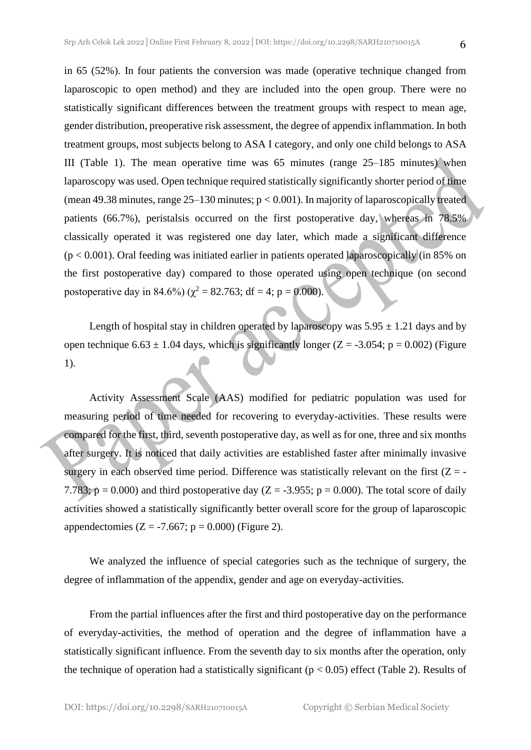in 65 (52%). In four patients the conversion was made (operative technique changed from laparoscopic to open method) and they are included into the open group. There were no statistically significant differences between the treatment groups with respect to mean age, gender distribution, preoperative risk assessment, the degree of appendix inflammation. In both treatment groups, most subjects belong to ASA I category, and only one child belongs to ASA III (Table 1). The mean operative time was 65 minutes (range 25–185 minutes) when laparoscopy was used. Open technique required statistically significantly shorter period of time (mean 49.38 minutes, range 25–130 minutes; $p < 0.001$). In majority of laparoscopically treated patients (66.7%), peristalsis occurred on the first postoperative day, whereas in 78.5% classically operated it was registered one day later, which made a significant difference ($p < 0.001$). Oral feeding was initiated earlier in patients operated laparoscopically (in 85% on the first postoperative day) compared to those operated using open technique (on second postoperative day in 84.6%) ($\chi^2 = 82.763$; df = 4; $p = 0.000$).

Length of hospital stay in children operated by laparoscopy was $5.95 \pm 1.21$ days and by open technique $6.63 \pm 1.04$ days, which is significantly longer ($Z = -3.054$; $p = 0.002$) (Figure 1).

Activity Assessment Scale (AAS) modified for pediatric population was used for measuring period of time needed for recovering to everyday-activities. These results were compared for the first, third, seventh postoperative day, as well as for one, three and six months after surgery. It is noticed that daily activities are established faster after minimally invasive surgery in each observed time period. Difference was statistically relevant on the first ($Z = -7.783$; $p = 0.000$) and third postoperative day ($Z = -3.955$; $p = 0.000$). The total score of daily activities showed a statistically significantly better overall score for the group of laparoscopic appendectomies ($Z = -7.667$; $p = 0.000$) (Figure 2).

We analyzed the influence of special categories such as the technique of surgery, the degree of inflammation of the appendix, gender and age on everyday-activities.

From the partial influences after the first and third postoperative day on the performance of everyday-activities, the method of operation and the degree of inflammation have a statistically significant influence. From the seventh day to six months after the operation, only the technique of operation had a statistically significant ($p < 0.05$) effect (Table 2). Results of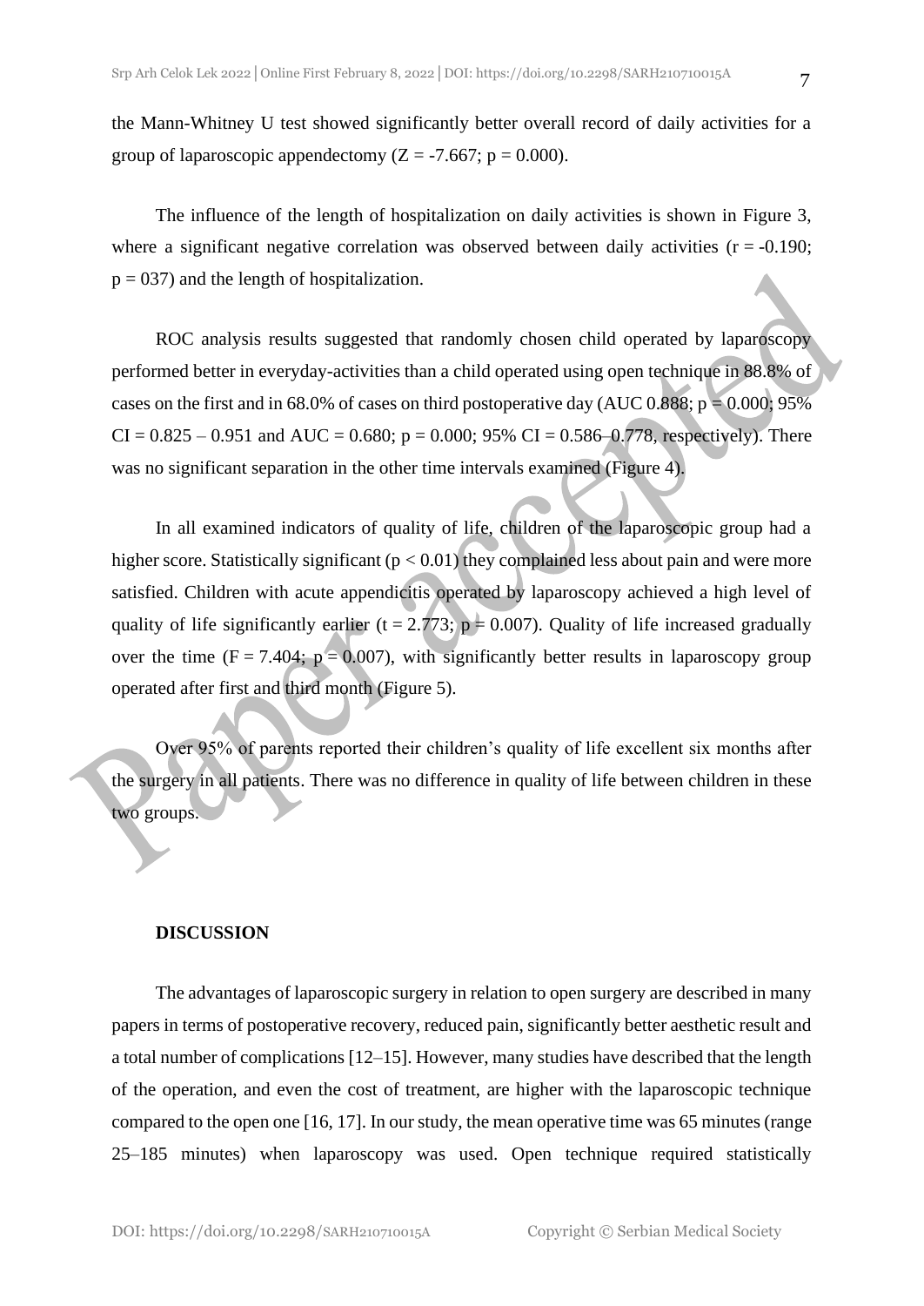the Mann-Whitney U test showed significantly better overall record of daily activities for a group of laparoscopic appendectomy ($Z = -7.667$; $p = 0.000$).

The influence of the length of hospitalization on daily activities is shown in Figure 3, where a significant negative correlation was observed between daily activities ($r = -0.190$; $p = 037$) and the length of hospitalization.

ROC analysis results suggested that randomly chosen child operated by laparoscopy performed better in everyday-activities than a child operated using open technique in 88.8% of cases on the first and in 68.0% of cases on third postoperative day (AUC 0.888; $p = 0.000$; 95% CI = 0.825 – 0.951 and AUC = 0.680; $p = 0.000$; 95% CI = 0.586–0.778, respectively). There was no significant separation in the other time intervals examined (Figure 4).

In all examined indicators of quality of life, children of the laparoscopic group had a higher score. Statistically significant ($p < 0.01$) they complained less about pain and were more satisfied. Children with acute appendicitis operated by laparoscopy achieved a high level of quality of life significantly earlier ($t = 2.773$; $p = 0.007$). Quality of life increased gradually over the time ($F = 7.404$; $p = 0.007$), with significantly better results in laparoscopy group operated after first and third month (Figure 5).

Over 95% of parents reported their children's quality of life excellent six months after the surgery in all patients. There was no difference in quality of life between children in these two groups.

## DISCUSSION

The advantages of laparoscopic surgery in relation to open surgery are described in many papers in terms of postoperative recovery, reduced pain, significantly better aesthetic result and a total number of complications [12–15]. However, many studies have described that the length of the operation, and even the cost of treatment, are higher with the laparoscopic technique compared to the open one [16, 17]. In our study, the mean operative time was 65 minutes (range 25–185 minutes) when laparoscopy was used. Open technique required statistically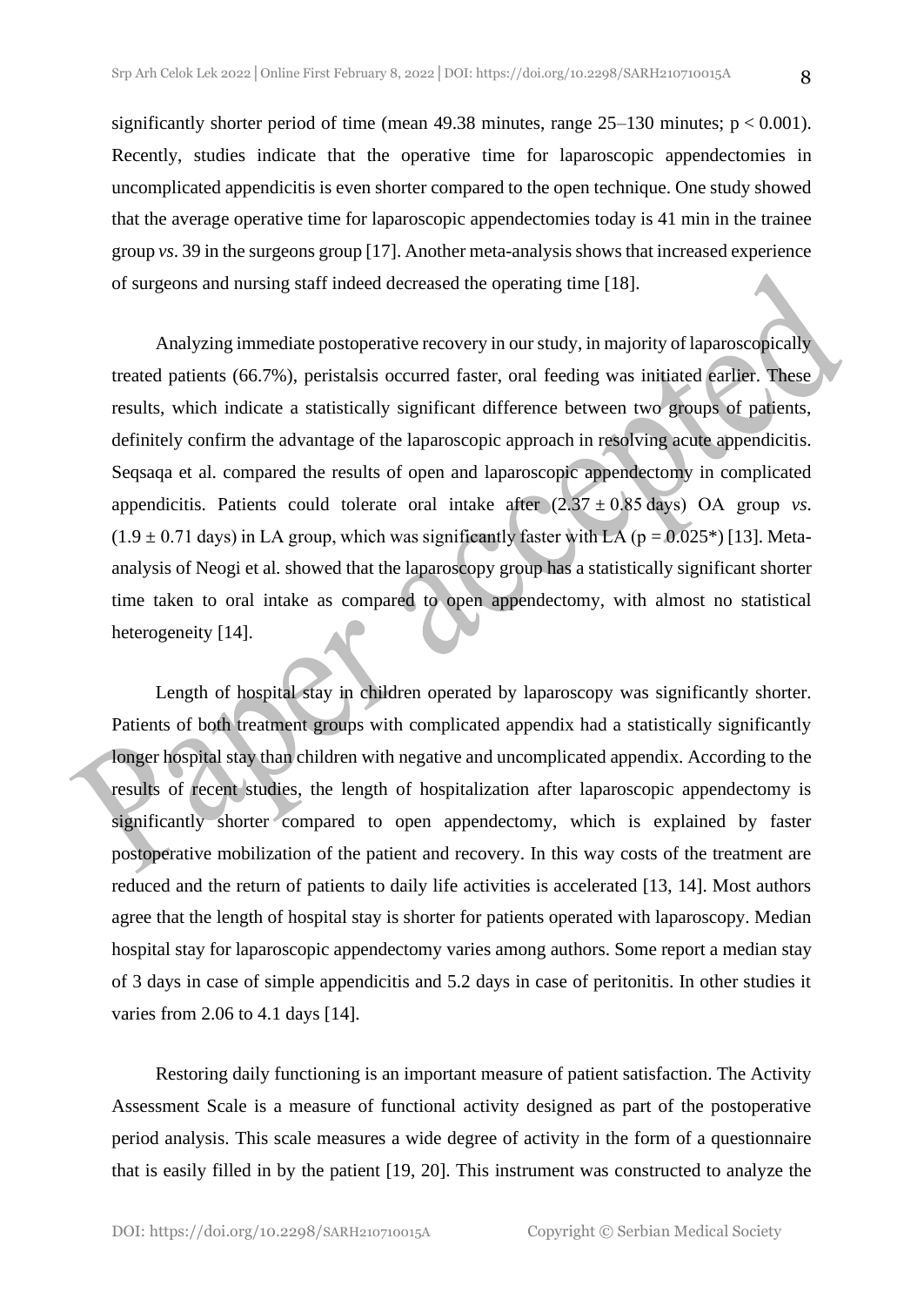significantly shorter period of time (mean 49.38 minutes, range 25–130 minutes; $p < 0.001$). Recently, studies indicate that the operative time for laparoscopic appendectomies in uncomplicated appendicitis is even shorter compared to the open technique. One study showed that the average operative time for laparoscopic appendectomies today is 41 min in the trainee group *vs*. 39 in the surgeons group [17]. Another meta-analysis shows that increased experience of surgeons and nursing staff indeed decreased the operating time [18].

Analyzing immediate postoperative recovery in our study, in majority of laparoscopically treated patients (66.7%), peristalsis occurred faster, oral feeding was initiated earlier. These results, which indicate a statistically significant difference between two groups of patients, definitely confirm the advantage of the laparoscopic approach in resolving acute appendicitis. Seqsaqa et al. compared the results of open and laparoscopic appendectomy in complicated appendicitis. Patients could tolerate oral intake after ($2.37 \pm 0.85$ days) OA group *vs*. ($1.9 \pm 0.71$ days) in LA group, which was significantly faster with LA ($p = 0.025$*) [13]. Meta-analysis of Neogi et al. showed that the laparoscopy group has a statistically significant shorter time taken to oral intake as compared to open appendectomy, with almost no statistical heterogeneity [14].

Length of hospital stay in children operated by laparoscopy was significantly shorter. Patients of both treatment groups with complicated appendix had a statistically significantly longer hospital stay than children with negative and uncomplicated appendix. According to the results of recent studies, the length of hospitalization after laparoscopic appendectomy is significantly shorter compared to open appendectomy, which is explained by faster postoperative mobilization of the patient and recovery. In this way costs of the treatment are reduced and the return of patients to daily life activities is accelerated [13, 14]. Most authors agree that the length of hospital stay is shorter for patients operated with laparoscopy. Median hospital stay for laparoscopic appendectomy varies among authors. Some report a median stay of 3 days in case of simple appendicitis and 5.2 days in case of peritonitis. In other studies it varies from 2.06 to 4.1 days [14].

Restoring daily functioning is an important measure of patient satisfaction. The Activity Assessment Scale is a measure of functional activity designed as part of the postoperative period analysis. This scale measures a wide degree of activity in the form of a questionnaire that is easily filled in by the patient [19, 20]. This instrument was constructed to analyze the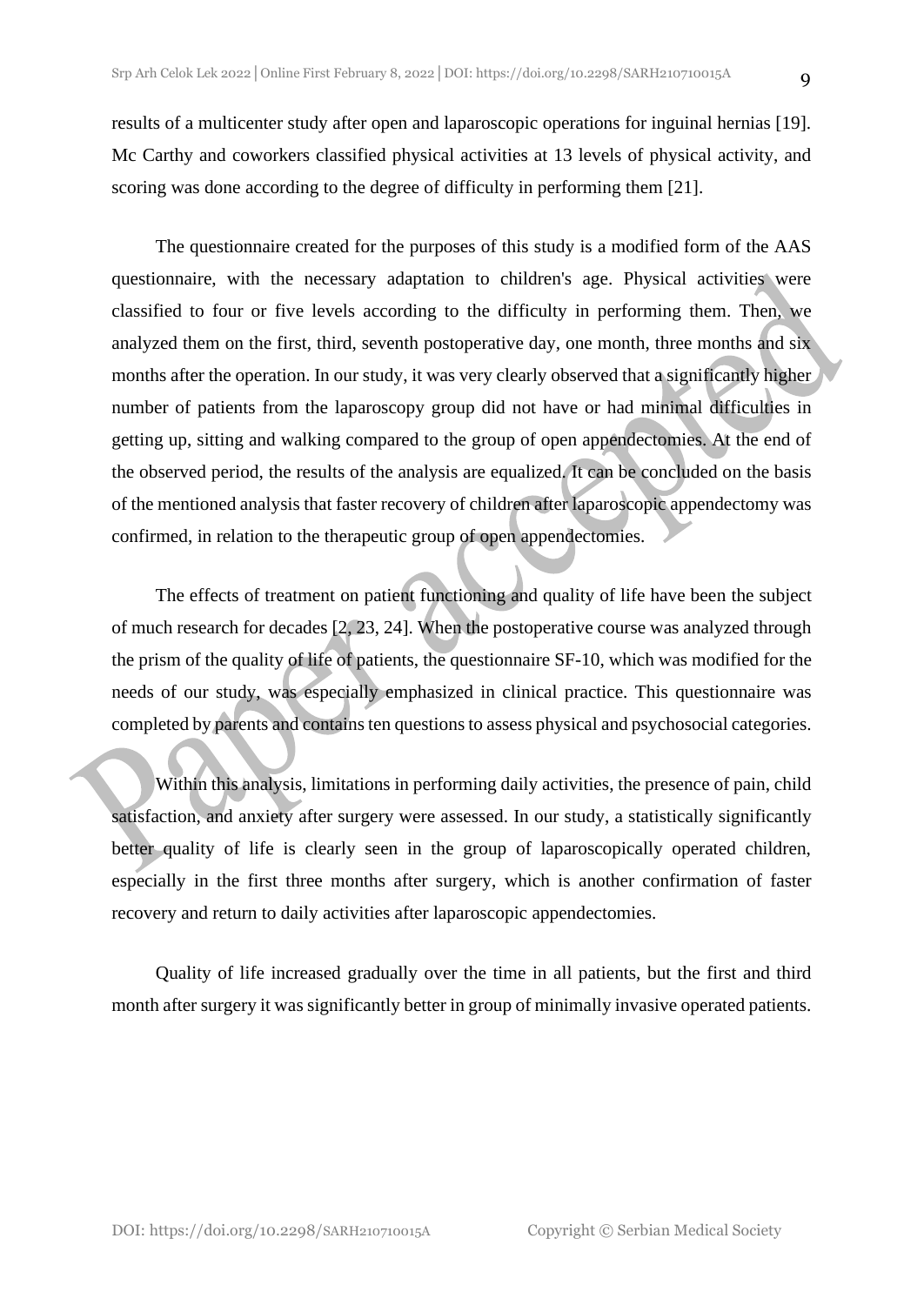results of a multicenter study after open and laparoscopic operations for inguinal hernias [19]. Mc Carthy and coworkers classified physical activities at 13 levels of physical activity, and scoring was done according to the degree of difficulty in performing them [21].

The questionnaire created for the purposes of this study is a modified form of the AAS questionnaire, with the necessary adaptation to children's age. Physical activities were classified to four or five levels according to the difficulty in performing them. Then, we analyzed them on the first, third, seventh postoperative day, one month, three months and six months after the operation. In our study, it was very clearly observed that a significantly higher number of patients from the laparoscopy group did not have or had minimal difficulties in getting up, sitting and walking compared to the group of open appendectomies. At the end of the observed period, the results of the analysis are equalized. It can be concluded on the basis of the mentioned analysis that faster recovery of children after laparoscopic appendectomy was confirmed, in relation to the therapeutic group of open appendectomies.

The effects of treatment on patient functioning and quality of life have been the subject of much research for decades [2, 23, 24]. When the postoperative course was analyzed through the prism of the quality of life of patients, the questionnaire SF-10, which was modified for the needs of our study, was especially emphasized in clinical practice. This questionnaire was completed by parents and contains ten questions to assess physical and psychosocial categories.

Within this analysis, limitations in performing daily activities, the presence of pain, child satisfaction, and anxiety after surgery were assessed. In our study, a statistically significantly better quality of life is clearly seen in the group of laparoscopically operated children, especially in the first three months after surgery, which is another confirmation of faster recovery and return to daily activities after laparoscopic appendectomies.

Quality of life increased gradually over the time in all patients, but the first and third month after surgery it was significantly better in group of minimally invasive operated patients.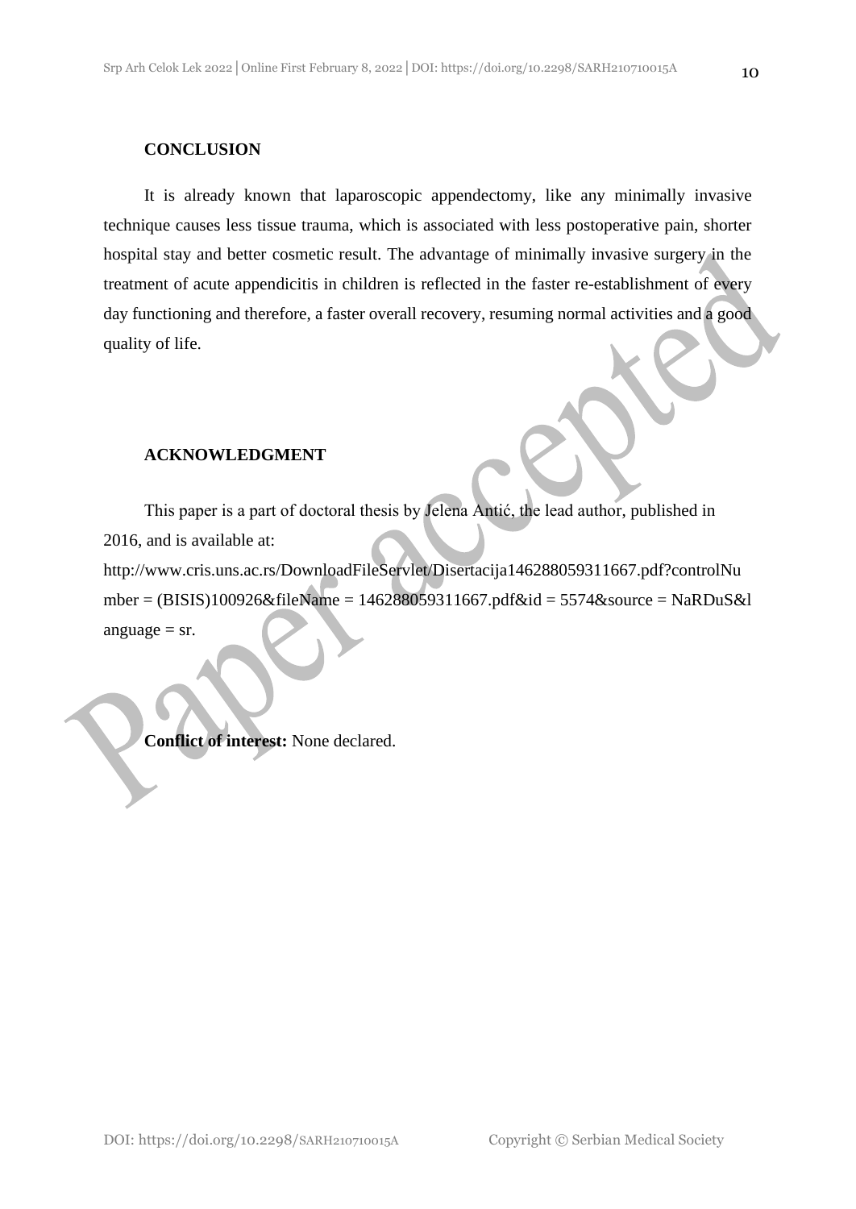## CONCLUSION

It is already known that laparoscopic appendectomy, like any minimally invasive technique causes less tissue trauma, which is associated with less postoperative pain, shorter hospital stay and better cosmetic result. The advantage of minimally invasive surgery in the treatment of acute appendicitis in children is reflected in the faster re-establishment of every day functioning and therefore, a faster overall recovery, resuming normal activities and a good quality of life.

## ACKNOWLEDGMENT

This paper is a part of doctoral thesis by Jelena Antić, the lead author, published in 2016, and is available at: http://www.cris.uns.ac.rs/DownloadFileServlet/Disertacija146288059311667.pdf?controlNumber = (BISIS)100926&fileName = 146288059311667.pdf&id = 5574&source = NaRDuS&language = sr.

**Conflict of interest:** None declared.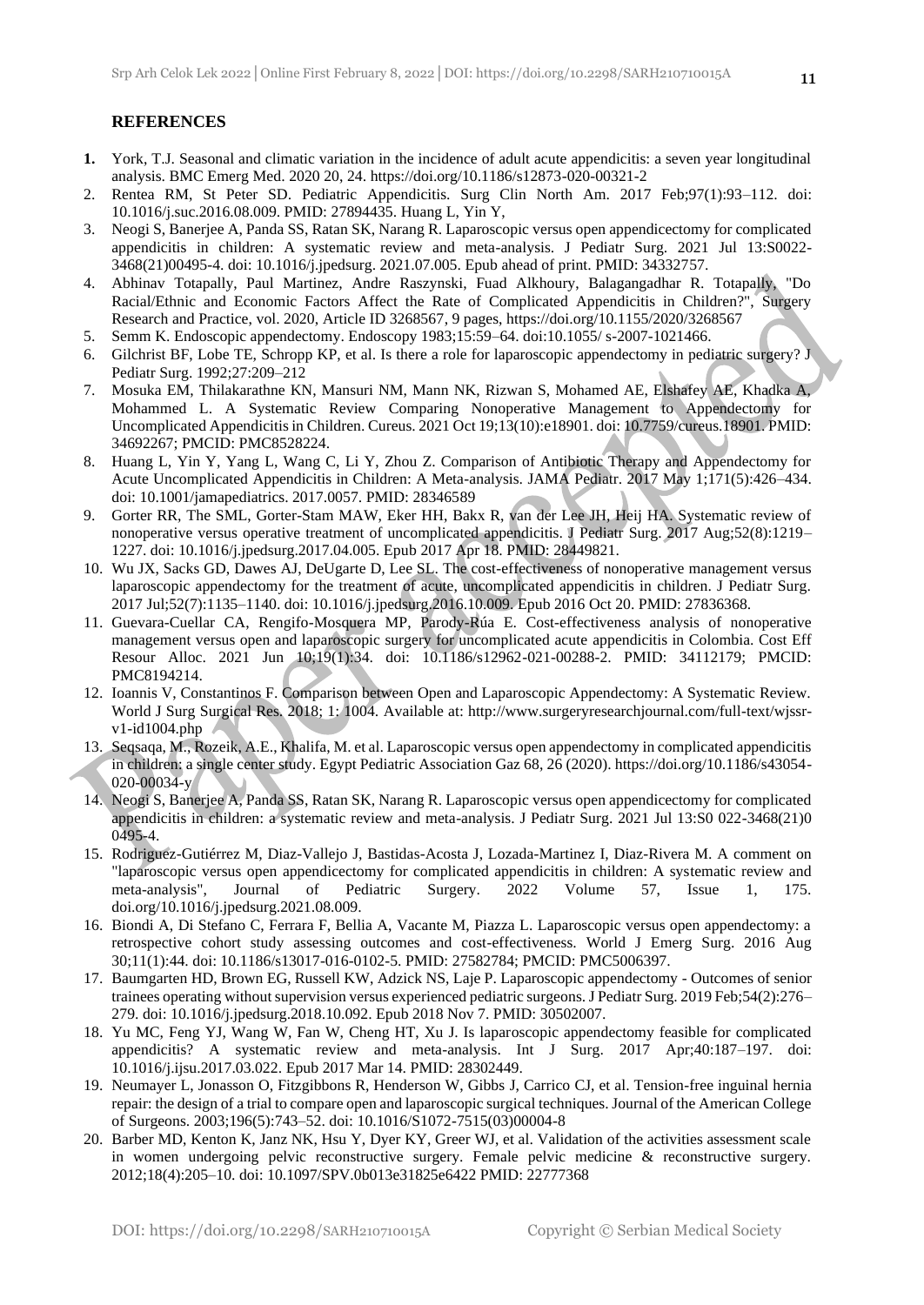## REFERENCES

1. York, T.J. Seasonal and climatic variation in the incidence of adult acute appendicitis: a seven year longitudinal analysis. BMC Emerg Med. 2020 20, 24. https://doi.org/10.1186/s12873-020-00321-2
2. Rentea RM, St Peter SD. Pediatric Appendicitis. Surg Clin North Am. 2017 Feb;97(1):93–112. doi: 10.1016/j.suc.2016.08.009. PMID: 27894435. Huang L, Yin Y,
3. Neogi S, Banerjee A, Panda SS, Ratan SK, Narang R. Laparoscopic versus open appendicectomy for complicated appendicitis in children: A systematic review and meta-analysis. J Pediatr Surg. 2021 Jul 13:S0022-3468(21)00495-4. doi: 10.1016/j.jpedsurg. 2021.07.005. Epub ahead of print. PMID: 34332757.
4. Abhinav Totapally, Paul Martinez, Andre Raszynski, Fuad Alkhoury, Balagangadhar R. Totapally, "Do Racial/Ethnic and Economic Factors Affect the Rate of Complicated Appendicitis in Children?", Surgery Research and Practice, vol. 2020, Article ID 3268567, 9 pages, https://doi.org/10.1155/2020/3268567
5. Semm K. Endoscopic appendectomy. Endoscopy 1983;15:59–64. doi:10.1055/ s-2007-1021466.
6. Gilchrist BF, Lobe TE, Schropp KP, et al. Is there a role for laparoscopic appendectomy in pediatric surgery? J Pediatr Surg. 1992;27:209–212
7. Mosuka EM, Thilakarathne KN, Mansuri NM, Mann NK, Rizwan S, Mohamed AE, Elshafey AE, Khadka A, Mohammed L. A Systematic Review Comparing Nonoperative Management to Appendectomy for Uncomplicated Appendicitis in Children. Cureus. 2021 Oct 19;13(10):e18901. doi: 10.7759/cureus.18901. PMID: 34692267; PMCID: PMC8528224.
8. Huang L, Yin Y, Yang L, Wang C, Li Y, Zhou Z. Comparison of Antibiotic Therapy and Appendectomy for Acute Uncomplicated Appendicitis in Children: A Meta-analysis. JAMA Pediatr. 2017 May 1;171(5):426–434. doi: 10.1001/jamapediatrics. 2017.0057. PMID: 28346589
9. Gorter RR, The SML, Gorter-Stam MAW, Eker HH, Bakx R, van der Lee JH, Heij HA. Systematic review of nonoperative versus operative treatment of uncomplicated appendicitis. J Pediatr Surg. 2017 Aug;52(8):1219–1227. doi: 10.1016/j.jpedsurg.2017.04.005. Epub 2017 Apr 18. PMID: 28449821.
10. Wu JX, Sacks GD, Dawes AJ, DeUgarte D, Lee SL. The cost-effectiveness of nonoperative management versus laparoscopic appendectomy for the treatment of acute, uncomplicated appendicitis in children. J Pediatr Surg. 2017 Jul;52(7):1135–1140. doi: 10.1016/j.jpedsurg.2016.10.009. Epub 2016 Oct 20. PMID: 27836368.
11. Guevara-Cuellar CA, Rengifo-Mosquera MP, Parody-Rúa E. Cost-effectiveness analysis of nonoperative management versus open and laparoscopic surgery for uncomplicated acute appendicitis in Colombia. Cost Eff Resour Alloc. 2021 Jun 10;19(1):34. doi: 10.1186/s12962-021-00288-2. PMID: 34112179; PMCID: PMC8194214.
12. Ioannis V, Constantinos F. Comparison between Open and Laparoscopic Appendectomy: A Systematic Review. World J Surg Surgical Res. 2018; 1: 1004. Available at: http://www.surgeryresearchjournal.com/full-text/wjssr-v1-id1004.php
13. Seqsaqa, M., Rozeik, A.E., Khalifa, M. et al. Laparoscopic versus open appendectomy in complicated appendicitis in children: a single center study. Egypt Pediatric Association Gaz 68, 26 (2020). https://doi.org/10.1186/s43054-020-00034-y
14. Neogi S, Banerjee A, Panda SS, Ratan SK, Narang R. Laparoscopic versus open appendicectomy for complicated appendicitis in children: a systematic review and meta-analysis. J Pediatr Surg. 2021 Jul 13:S0 022-3468(21)0 0495-4.
15. Rodriguez-Gutiérrez M, Diaz-Vallejo J, Bastidas-Acosta J, Lozada-Martinez I, Diaz-Rivera M. A comment on "laparoscopic versus open appendicectomy for complicated appendicitis in children: A systematic review and meta-analysis", Journal of Pediatric Surgery. 2022 Volume 57, Issue 1, 175. doi.org/10.1016/j.jpedsurg.2021.08.009.
16. Biondi A, Di Stefano C, Ferrara F, Bellia A, Vacante M, Piazza L. Laparoscopic versus open appendectomy: a retrospective cohort study assessing outcomes and cost-effectiveness. World J Emerg Surg. 2016 Aug 30;11(1):44. doi: 10.1186/s13017-016-0102-5. PMID: 27582784; PMCID: PMC5006397.
17. Baumgarten HD, Brown EG, Russell KW, Adzick NS, Laje P. Laparoscopic appendectomy - Outcomes of senior trainees operating without supervision versus experienced pediatric surgeons. J Pediatr Surg. 2019 Feb;54(2):276–279. doi: 10.1016/j.jpedsurg.2018.10.092. Epub 2018 Nov 7. PMID: 30502007.
18. Yu MC, Feng YJ, Wang W, Fan W, Cheng HT, Xu J. Is laparoscopic appendectomy feasible for complicated appendicitis? A systematic review and meta-analysis. Int J Surg. 2017 Apr;40:187–197. doi: 10.1016/j.ijsu.2017.03.022. Epub 2017 Mar 14. PMID: 28302449.
19. Neumayer L, Jonasson O, Fitzgibbons R, Henderson W, Gibbs J, Carrico CJ, et al. Tension-free inguinal hernia repair: the design of a trial to compare open and laparoscopic surgical techniques. Journal of the American College of Surgeons. 2003;196(5):743–52. doi: 10.1016/S1072-7515(03)00004-8
20. Barber MD, Kenton K, Janz NK, Hsu Y, Dyer KY, Greer WJ, et al. Validation of the activities assessment scale in women undergoing pelvic reconstructive surgery. Female pelvic medicine & reconstructive surgery. 2012;18(4):205–10. doi: 10.1097/SPV.0b013e31825e6422 PMID: 22777368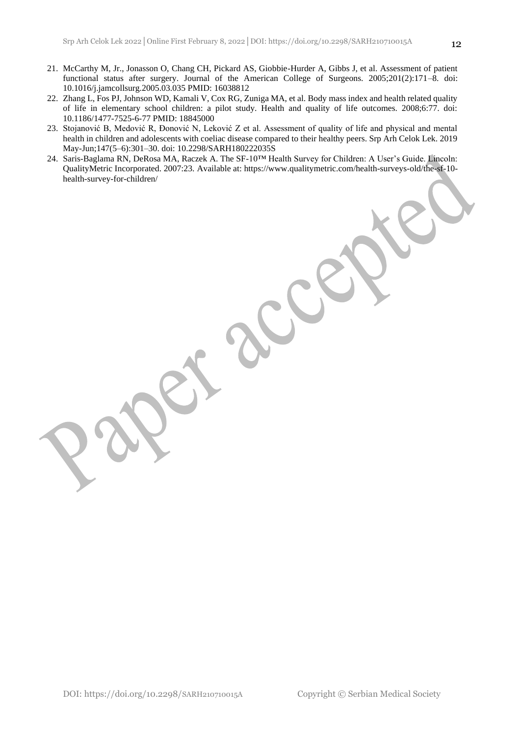21. McCarthy M, Jr., Jonasson O, Chang CH, Pickard AS, Giobbie-Hurder A, Gibbs J, et al. Assessment of patient functional status after surgery. Journal of the American College of Surgeons. 2005;201(2):171–8. doi: 10.1016/j.jamcollsurg.2005.03.035 PMID: 16038812
22. Zhang L, Fos PJ, Johnson WD, Kamali V, Cox RG, Zuniga MA, et al. Body mass index and health related quality of life in elementary school children: a pilot study. Health and quality of life outcomes. 2008;6:77. doi: 10.1186/1477-7525-6-77 PMID: 18845000
23. Stojanović B, Medović R, Đonović N, Leković Z et al. Assessment of quality of life and physical and mental health in children and adolescents with coeliac disease compared to their healthy peers. Srp Arh Celok Lek. 2019 May-Jun;147(5–6):301–30. doi: 10.2298/SARH180222035S
24. Saris-Baglama RN, DeRosa MA, Raczek A. The SF-10™ Health Survey for Children: A User's Guide. Lincoln: QualityMetric Incorporated. 2007:23. Available at: https://www.qualitymetric.com/health-surveys-old/the-sf-10-health-survey-for-children/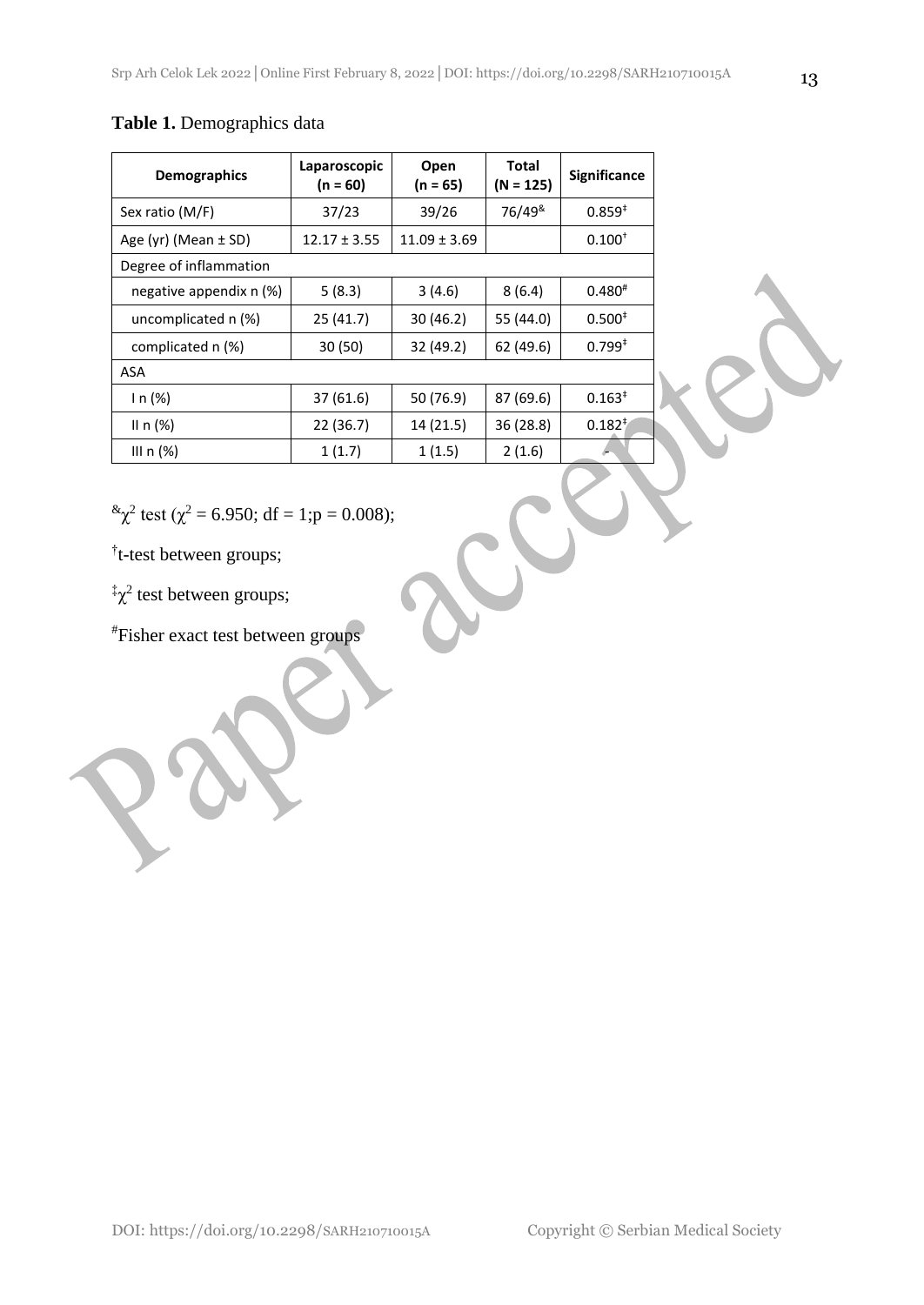**Table 1.** Demographics data

| Demographics | Laparoscopic (n = 60) | Open (n = 65) | Total (N = 125) | Significance |
|---|---|---|---|---|
| Sex ratio (M/F) | 37/23 | 39/26 | 76/49[&] | 0.859[‡] |
| Age (yr) (Mean ± SD) | 12.17 ± 3.55 | 11.09 ± 3.69 | | 0.100[†] |
| Degree of inflammation | | | | |
| negative appendix n (%) | 5 (8.3) | 3 (4.6) | 8 (6.4) | 0.480[#] |
| uncomplicated n (%) | 25 (41.7) | 30 (46.2) | 55 (44.0) | 0.500[‡] |
| complicated n (%) | 30 (50) | 32 (49.2) | 62 (49.6) | 0.799[‡] |
| ASA | | | | |
| I n (%) | 37 (61.6) | 50 (76.9) | 87 (69.6) | 0.163[‡] |
| II n (%) | 22 (36.7) | 14 (21.5) | 36 (28.8) | 0.182[‡] |
| III n (%) | 1 (1.7) | 1 (1.5) | 2 (1.6) | - |

[&]$\chi^2$ test ($\chi^2 = 6.950$; df = 1; $p = 0.008$);

[†]t-test between groups;

[‡]$\chi^2$ test between groups;

[#]Fisher exact test between groups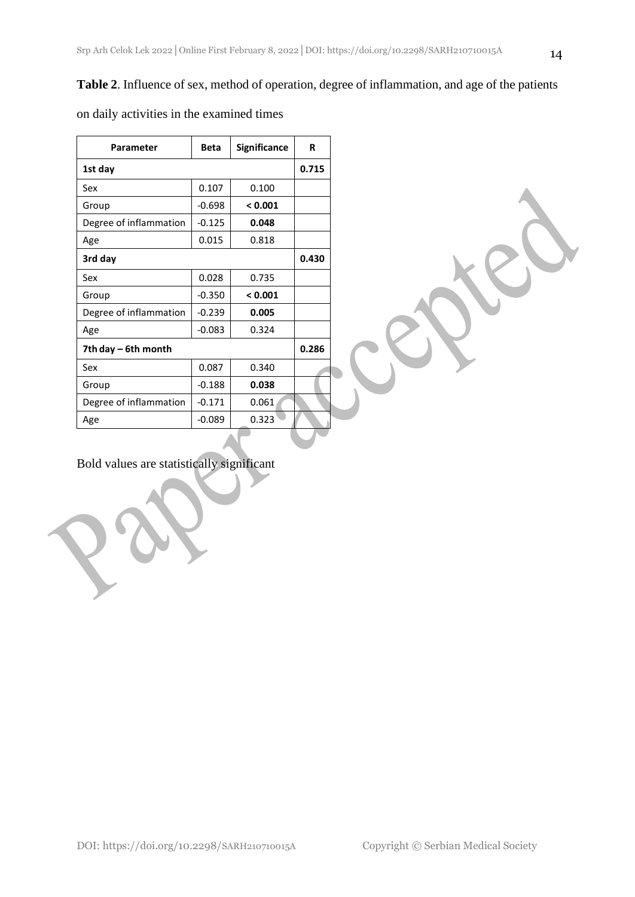**Table 2**. Influence of sex, method of operation, degree of inflammation, and age of the patients on daily activities in the examined times

| Parameter | Beta | Significance | R |
|---|---|---|---|
| **1st day** | | | **0.715** |
| Sex | 0.107 | 0.100 | |
| Group | -0.698 | **< 0.001** | |
| Degree of inflammation | -0.125 | **0.048** | |
| Age | 0.015 | 0.818 | |
| **3rd day** | | | **0.430** |
| Sex | 0.028 | 0.735 | |
| Group | -0.350 | **< 0.001** | |
| Degree of inflammation | -0.239 | **0.005** | |
| Age | -0.083 | 0.324 | |
| **7th day – 6th month** | | | **0.286** |
| Sex | 0.087 | 0.340 | |
| Group | -0.188 | **0.038** | |
| Degree of inflammation | -0.171 | 0.061 | |
| Age | -0.089 | 0.323 | |

Bold values are statistically significant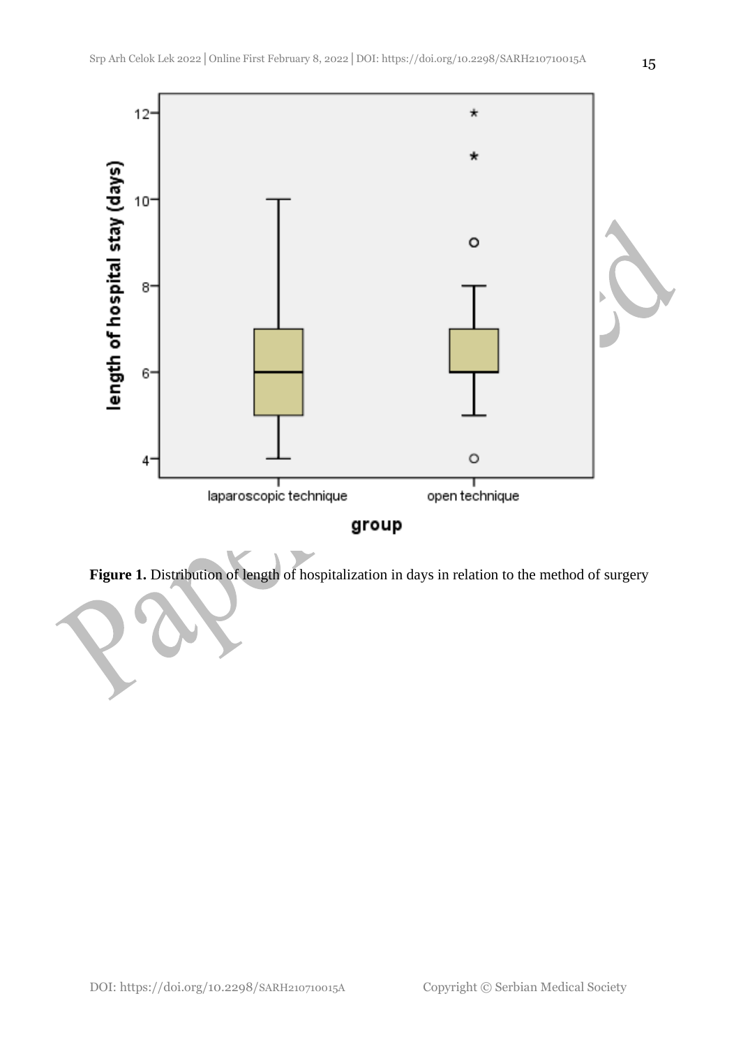**Figure 1.** Distribution of length of hospitalization in days in relation to the method of surgery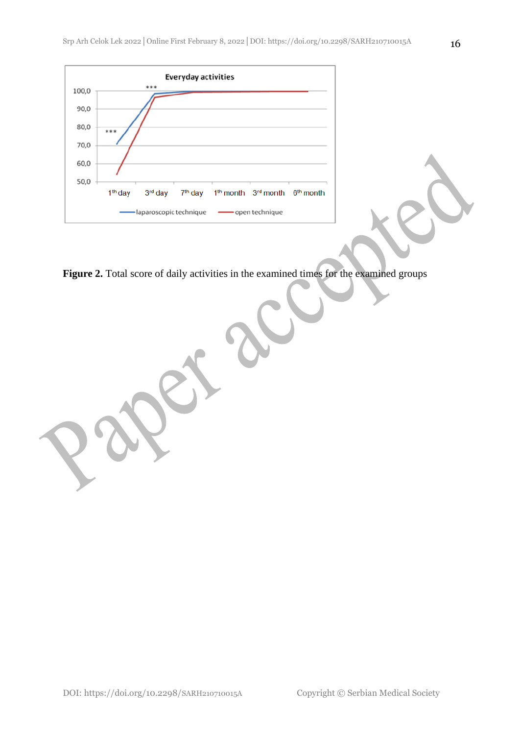**Figure 2.** Total score of daily activities in the examined times for the examined groups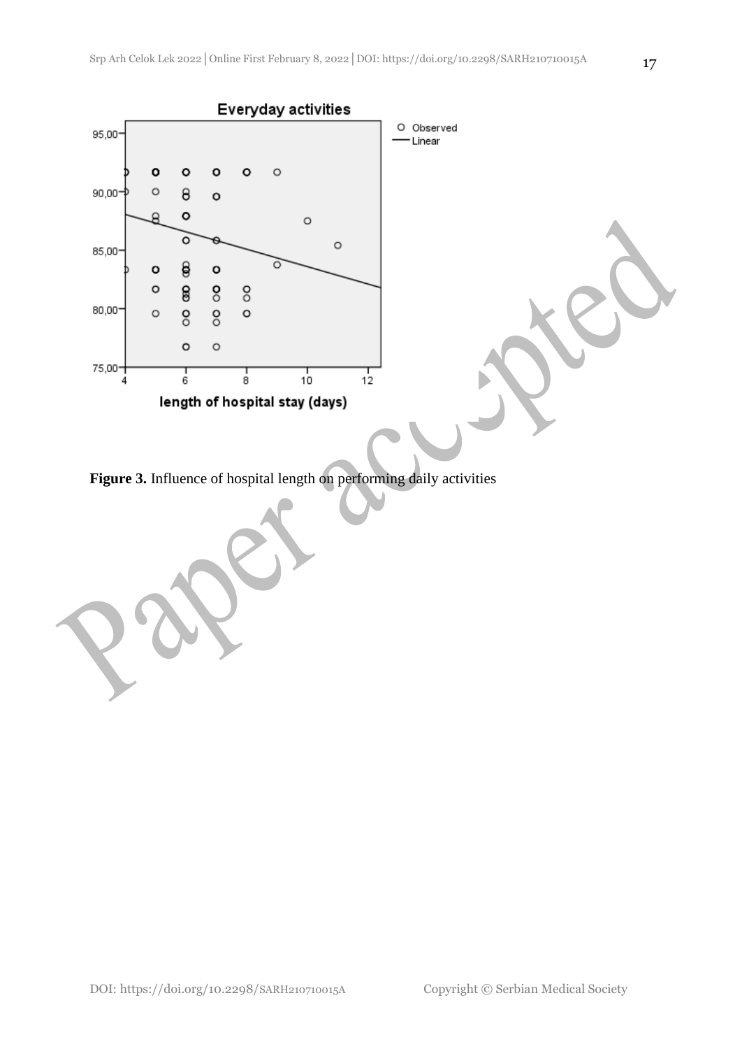**Figure 3.** Influence of hospital length on performing daily activities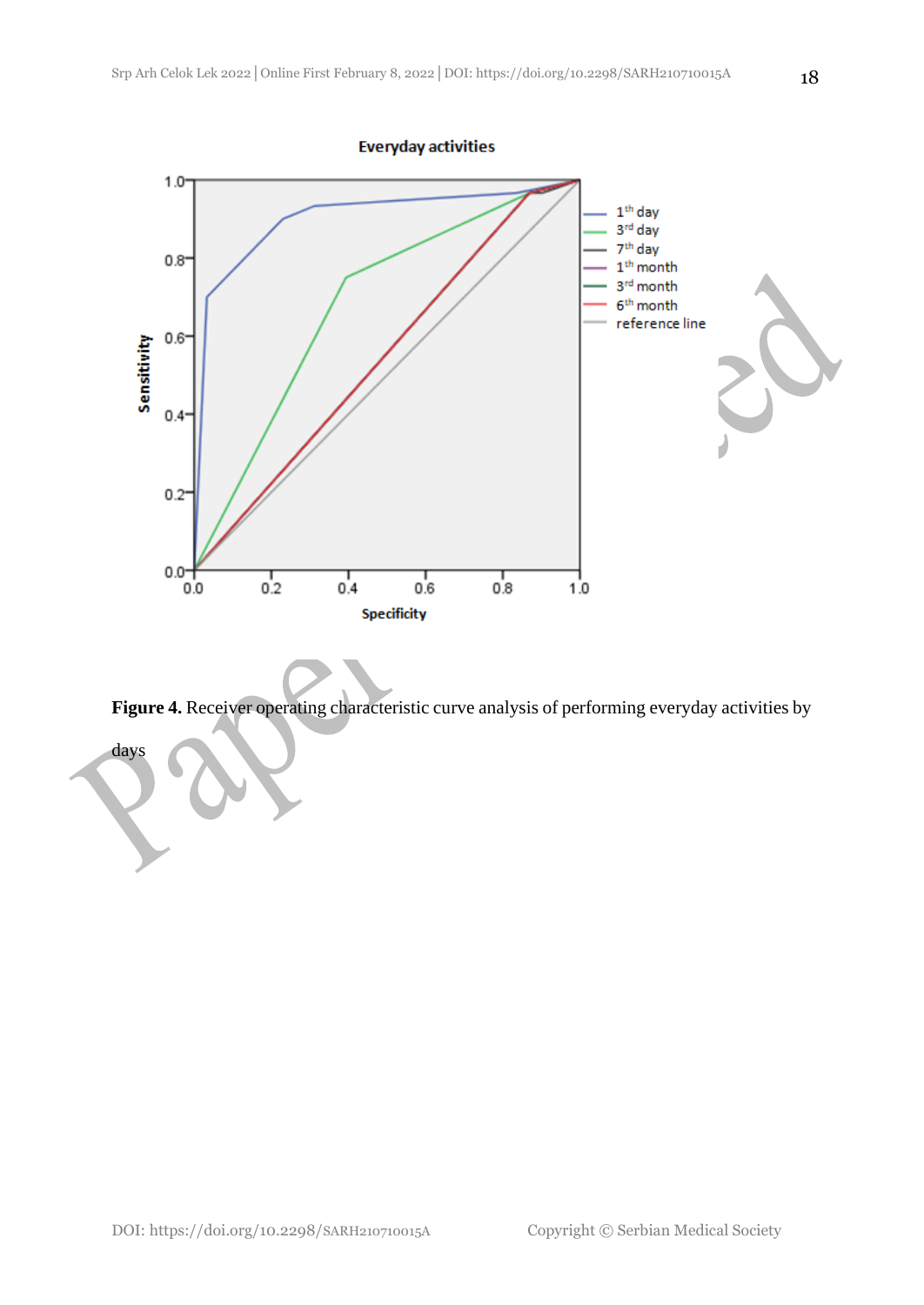**Figure 4.** Receiver operating characteristic curve analysis of performing everyday activities by days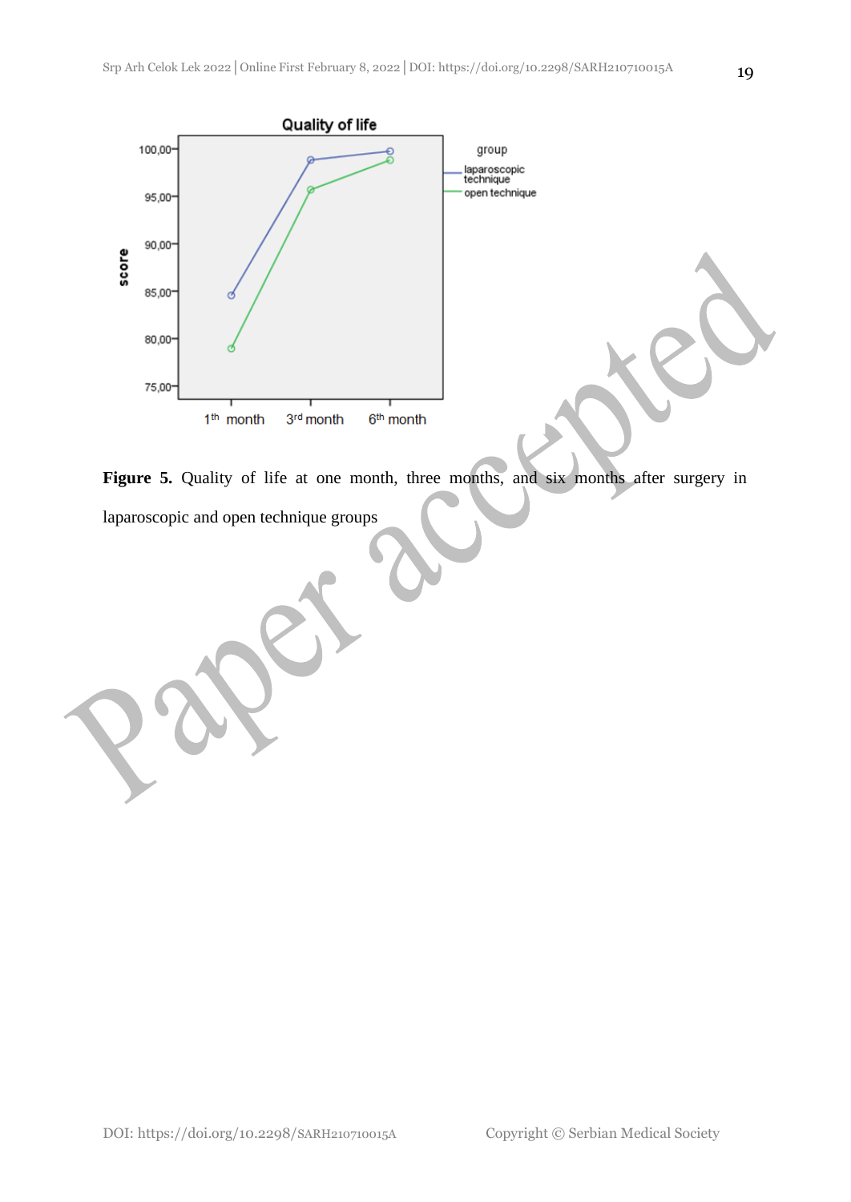Quality of life

score

100,00
95,00
90,00
85,00
80,00
75,00

1th month
3rd month
6th month

group
laparoscopic technique
open technique

**Figure 5.** Quality of life at one month, three months, and six months after surgery in laparoscopic and open technique groups